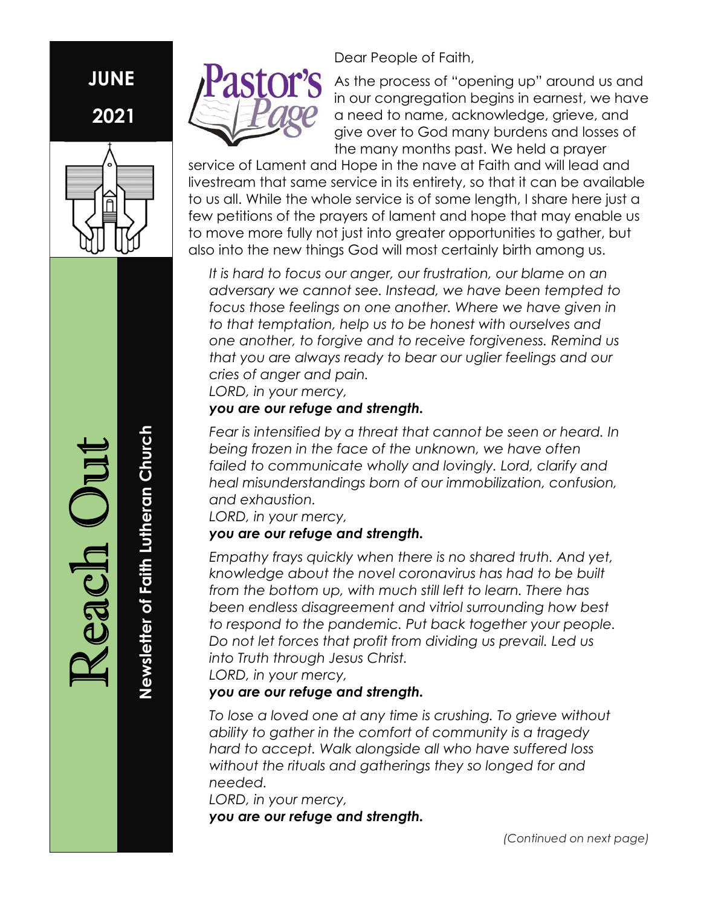JUNE

2021

# Reach Out

**Newsletter of Faith Lutheran Church**

## Pastor's Page

Dear People of Faith,

As the process of "opening up" around us and in our congregation begins in earnest, we have a need to name, acknowledge, grieve, and give over to God many burdens and losses of the many months past. We held a prayer service of Lament and Hope in the nave at Faith and will lead and livestream that same service in its entirety, so that it can be available to us all. While the whole service is of some length, I share here just a few petitions of the prayers of lament and hope that may enable us to move more fully not just into greater opportunities to gather, but also into the new things God will most certainly birth among us.

*It is hard to focus our anger, our frustration, our blame on an adversary we cannot see. Instead, we have been tempted to focus those feelings on one another. Where we have given in to that temptation, help us to be honest with ourselves and one another, to forgive and to receive forgiveness. Remind us that you are always ready to bear our uglier feelings and our cries of anger and pain.*
*LORD, in your mercy,*
***you are our refuge and strength.***

*Fear is intensified by a threat that cannot be seen or heard. In being frozen in the face of the unknown, we have often failed to communicate wholly and lovingly. Lord, clarify and heal misunderstandings born of our immobilization, confusion, and exhaustion.*
*LORD, in your mercy,*
***you are our refuge and strength.***

*Empathy frays quickly when there is no shared truth. And yet, knowledge about the novel coronavirus has had to be built from the bottom up, with much still left to learn. There has been endless disagreement and vitriol surrounding how best to respond to the pandemic. Put back together your people. Do not let forces that profit from dividing us prevail. Led us into Truth through Jesus Christ.*
*LORD, in your mercy,*
***you are our refuge and strength.***

*To lose a loved one at any time is crushing. To grieve without ability to gather in the comfort of community is a tragedy hard to accept. Walk alongside all who have suffered loss without the rituals and gatherings they so longed for and needed.*
*LORD, in your mercy,*
***you are our refuge and strength.***

*(Continued on next page)*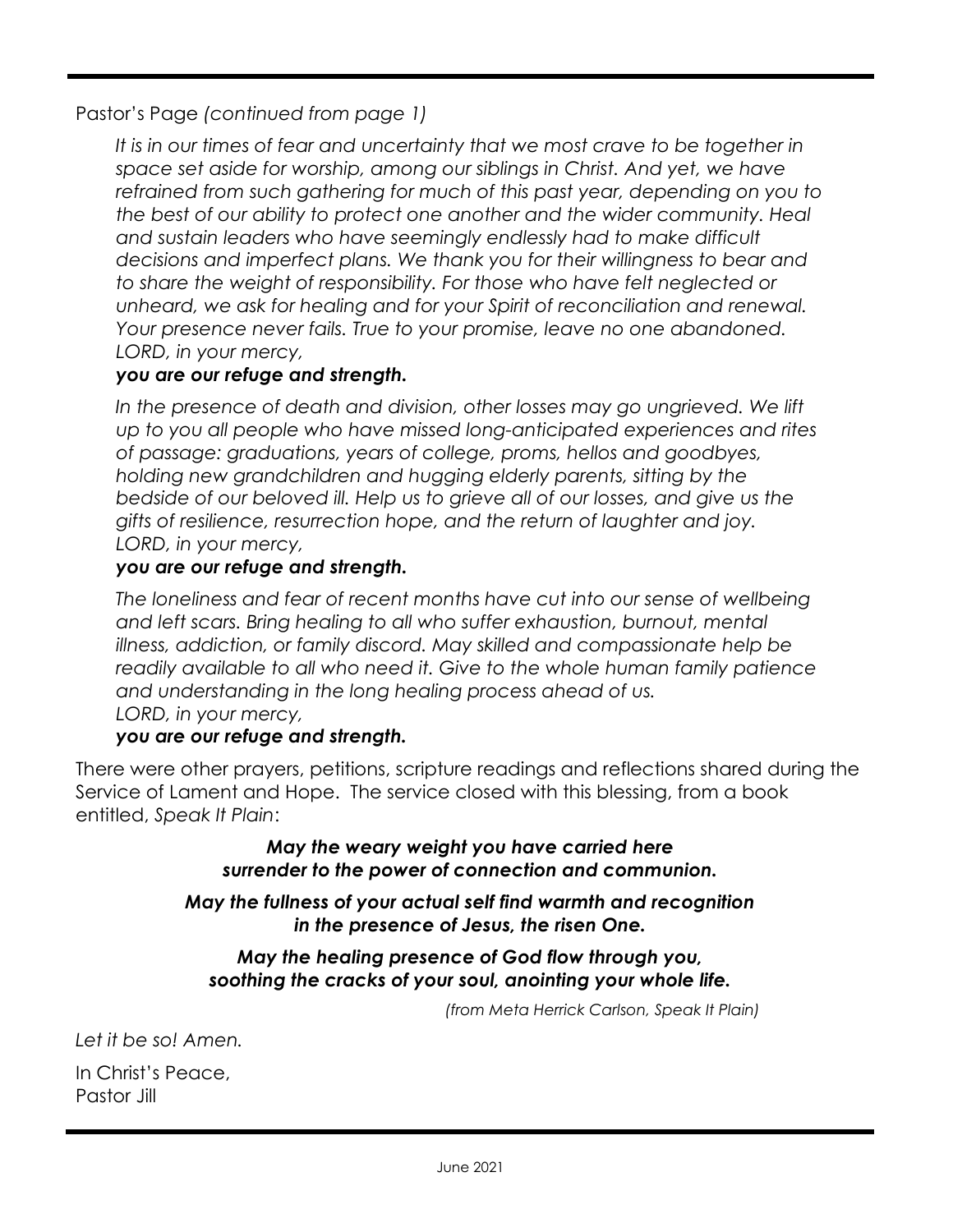Pastor's Page *(continued from page 1)*

> *It is in our times of fear and uncertainty that we most crave to be together in space set aside for worship, among our siblings in Christ. And yet, we have refrained from such gathering for much of this past year, depending on you to the best of our ability to protect one another and the wider community. Heal and sustain leaders who have seemingly endlessly had to make difficult decisions and imperfect plans. We thank you for their willingness to bear and to share the weight of responsibility. For those who have felt neglected or unheard, we ask for healing and for your Spirit of reconciliation and renewal. Your presence never fails. True to your promise, leave no one abandoned. LORD, in your mercy,*
> ***you are our refuge and strength.***
>
> *In the presence of death and division, other losses may go ungrieved. We lift up to you all people who have missed long-anticipated experiences and rites of passage: graduations, years of college, proms, hellos and goodbyes, holding new grandchildren and hugging elderly parents, sitting by the bedside of our beloved ill. Help us to grieve all of our losses, and give us the gifts of resilience, resurrection hope, and the return of laughter and joy. LORD, in your mercy,*
> ***you are our refuge and strength.***
>
> *The loneliness and fear of recent months have cut into our sense of wellbeing and left scars. Bring healing to all who suffer exhaustion, burnout, mental illness, addiction, or family discord. May skilled and compassionate help be readily available to all who need it. Give to the whole human family patience and understanding in the long healing process ahead of us. LORD, in your mercy,*
> ***you are our refuge and strength.***

There were other prayers, petitions, scripture readings and reflections shared during the Service of Lament and Hope. The service closed with this blessing, from a book entitled, *Speak It Plain*:

***May the weary weight you have carried here surrender to the power of connection and communion.***

***May the fullness of your actual self find warmth and recognition in the presence of Jesus, the risen One.***

***May the healing presence of God flow through you, soothing the cracks of your soul, anointing your whole life.***

*(from Meta Herrick Carlson, Speak It Plain)*

*Let it be so! Amen.*

In Christ's Peace,
Pastor Jill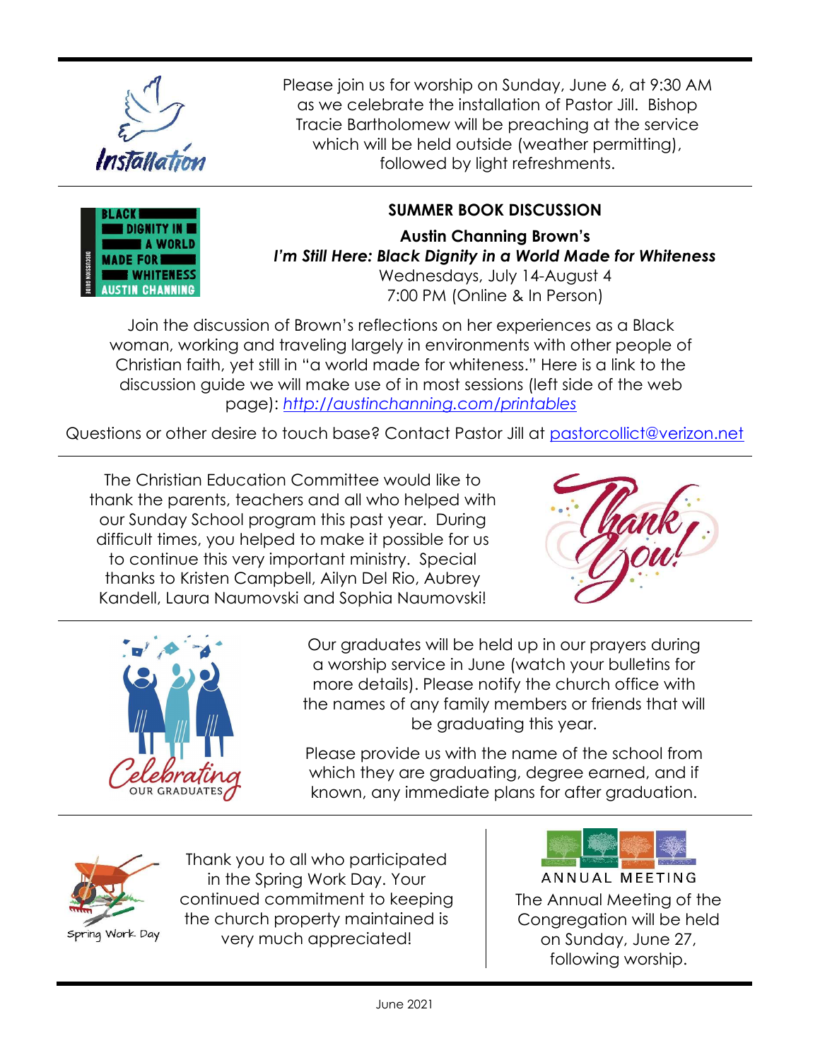Please join us for worship on Sunday, June 6, at 9:30 AM as we celebrate the installation of Pastor Jill. Bishop Tracie Bartholomew will be preaching at the service which will be held outside (weather permitting), followed by light refreshments.

---

## SUMMER BOOK DISCUSSION

**Austin Channing Brown's**
***I'm Still Here: Black Dignity in a World Made for Whiteness***
Wednesdays, July 14-August 4
7:00 PM (Online & In Person)

Join the discussion of Brown's reflections on her experiences as a Black woman, working and traveling largely in environments with other people of Christian faith, yet still in "a world made for whiteness." Here is a link to the discussion guide we will make use of in most sessions (left side of the web page): *http://austinchanning.com/printables*

Questions or other desire to touch base? Contact Pastor Jill at pastorcollict@verizon.net

---

The Christian Education Committee would like to thank the parents, teachers and all who helped with our Sunday School program this past year. During difficult times, you helped to make it possible for us to continue this very important ministry. Special thanks to Kristen Campbell, Ailyn Del Rio, Aubrey Kandell, Laura Naumovski and Sophia Naumovski!

---

Our graduates will be held up in our prayers during a worship service in June (watch your bulletins for more details). Please notify the church office with the names of any family members or friends that will be graduating this year.

Please provide us with the name of the school from which they are graduating, degree earned, and if known, any immediate plans for after graduation.

---

Thank you to all who participated in the Spring Work Day. Your continued commitment to keeping the church property maintained is very much appreciated!

### ANNUAL MEETING

The Annual Meeting of the Congregation will be held on Sunday, June 27, following worship.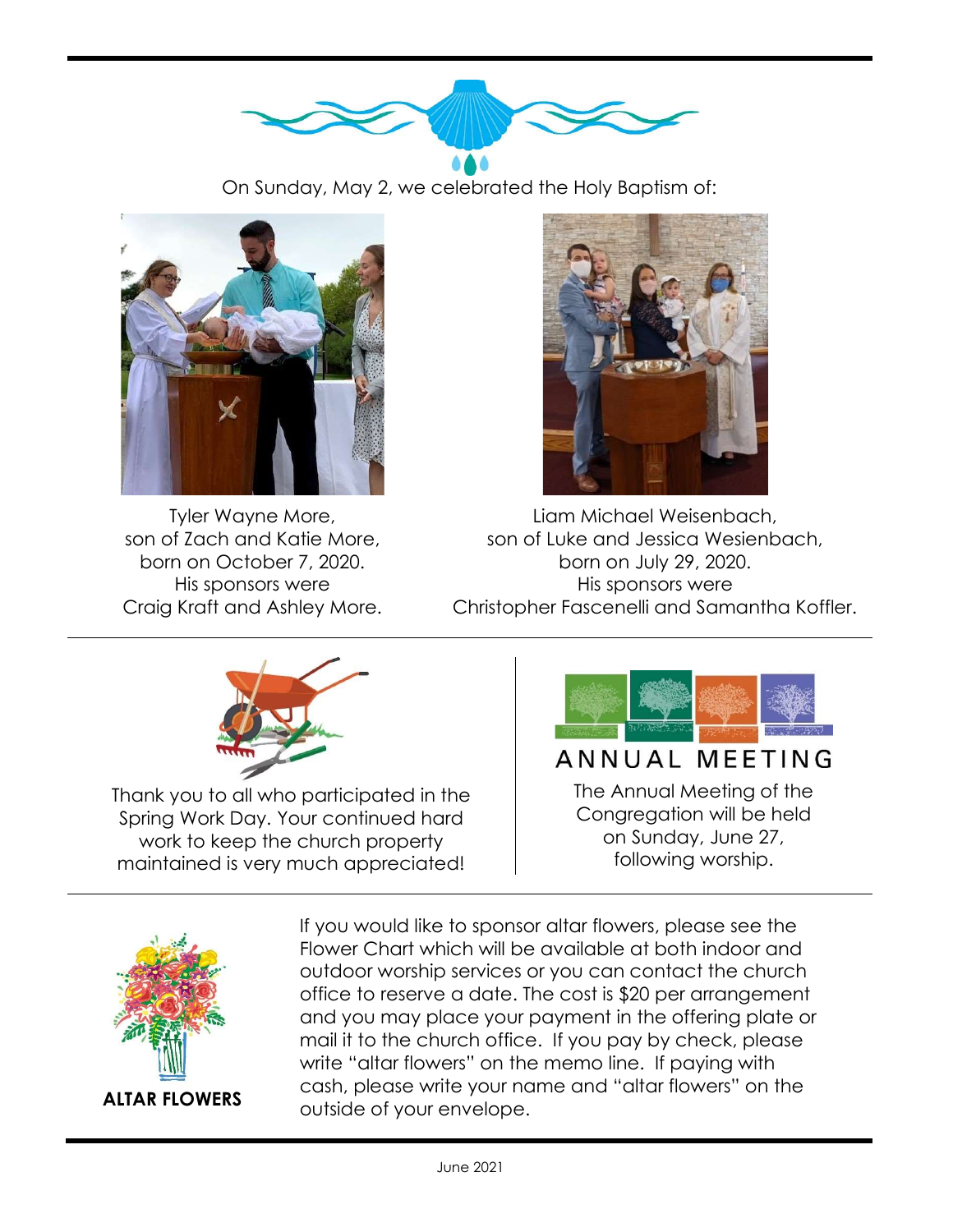On Sunday, May 2, we celebrated the Holy Baptism of:

Tyler Wayne More,
son of Zach and Katie More,
born on October 7, 2020.
His sponsors were
Craig Kraft and Ashley More.

Liam Michael Weisenbach,
son of Luke and Jessica Wesienbach,
born on July 29, 2020.
His sponsors were
Christopher Fascenelli and Samantha Koffler.

Thank you to all who participated in the Spring Work Day. Your continued hard work to keep the church property maintained is very much appreciated!

## ANNUAL MEETING

The Annual Meeting of the Congregation will be held on Sunday, June 27, following worship.

**ALTAR FLOWERS**

If you would like to sponsor altar flowers, please see the Flower Chart which will be available at both indoor and outdoor worship services or you can contact the church office to reserve a date. The cost is $20 per arrangement and you may place your payment in the offering plate or mail it to the church office. If you pay by check, please write "altar flowers" on the memo line. If paying with cash, please write your name and "altar flowers" on the outside of your envelope.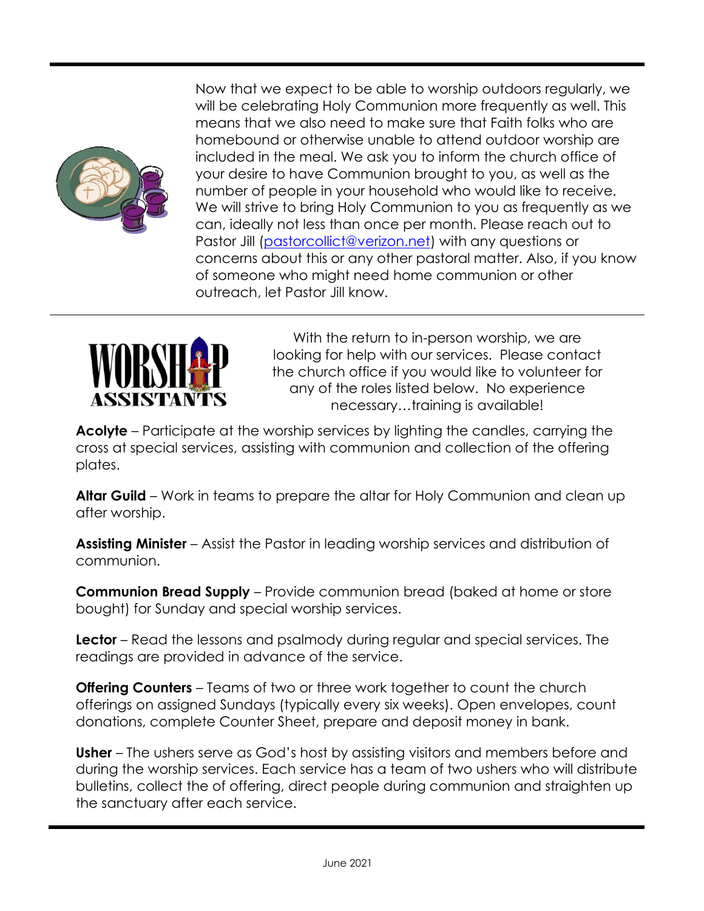Now that we expect to be able to worship outdoors regularly, we will be celebrating Holy Communion more frequently as well. This means that we also need to make sure that Faith folks who are homebound or otherwise unable to attend outdoor worship are included in the meal. We ask you to inform the church office of your desire to have Communion brought to you, as well as the number of people in your household who would like to receive. We will strive to bring Holy Communion to you as frequently as we can, ideally not less than once per month. Please reach out to Pastor Jill (pastorcollict@verizon.net) with any questions or concerns about this or any other pastoral matter. Also, if you know of someone who might need home communion or other outreach, let Pastor Jill know.

---

## WORSHIP ASSISTANTS

With the return to in-person worship, we are looking for help with our services. Please contact the church office if you would like to volunteer for any of the roles listed below. No experience necessary…training is available!

**Acolyte** – Participate at the worship services by lighting the candles, carrying the cross at special services, assisting with communion and collection of the offering plates.

**Altar Guild** – Work in teams to prepare the altar for Holy Communion and clean up after worship.

**Assisting Minister** – Assist the Pastor in leading worship services and distribution of communion.

**Communion Bread Supply** – Provide communion bread (baked at home or store bought) for Sunday and special worship services.

**Lector** – Read the lessons and psalmody during regular and special services. The readings are provided in advance of the service.

**Offering Counters** – Teams of two or three work together to count the church offerings on assigned Sundays (typically every six weeks). Open envelopes, count donations, complete Counter Sheet, prepare and deposit money in bank.

**Usher** – The ushers serve as God's host by assisting visitors and members before and during the worship services. Each service has a team of two ushers who will distribute bulletins, collect the of offering, direct people during communion and straighten up the sanctuary after each service.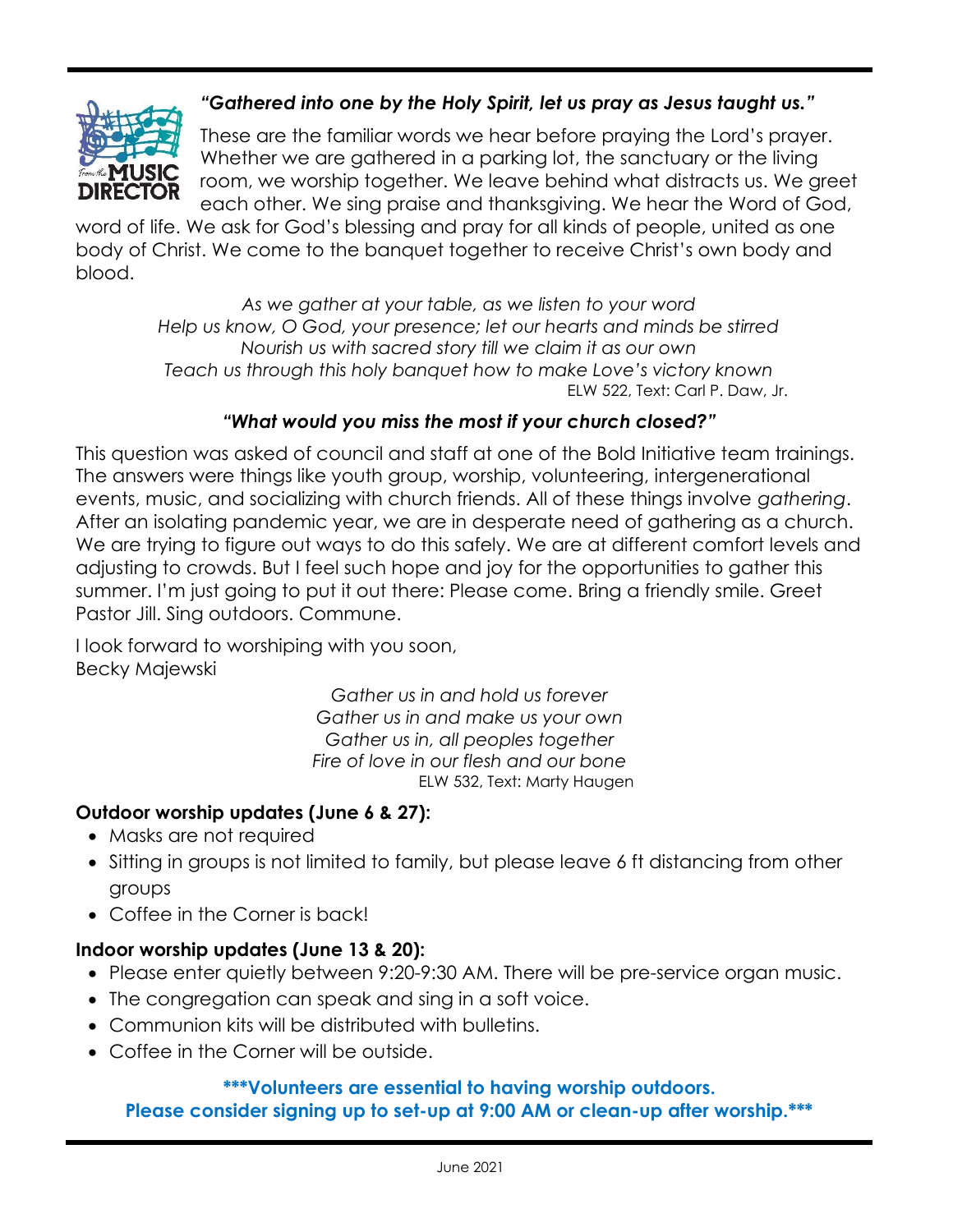From the MUSIC DIRECTOR

***"Gathered into one by the Holy Spirit, let us pray as Jesus taught us."***

These are the familiar words we hear before praying the Lord's prayer. Whether we are gathered in a parking lot, the sanctuary or the living room, we worship together. We leave behind what distracts us. We greet each other. We sing praise and thanksgiving. We hear the Word of God, word of life. We ask for God's blessing and pray for all kinds of people, united as one body of Christ. We come to the banquet together to receive Christ's own body and blood.

*As we gather at your table, as we listen to your word*
*Help us know, O God, your presence; let our hearts and minds be stirred*
*Nourish us with sacred story till we claim it as our own*
*Teach us through this holy banquet how to make Love's victory known*
ELW 522, Text: Carl P. Daw, Jr.

***"What would you miss the most if your church closed?"***

This question was asked of council and staff at one of the Bold Initiative team trainings. The answers were things like youth group, worship, volunteering, intergenerational events, music, and socializing with church friends. All of these things involve *gathering*. After an isolating pandemic year, we are in desperate need of gathering as a church. We are trying to figure out ways to do this safely. We are at different comfort levels and adjusting to crowds. But I feel such hope and joy for the opportunities to gather this summer. I'm just going to put it out there: Please come. Bring a friendly smile. Greet Pastor Jill. Sing outdoors. Commune.

I look forward to worshiping with you soon,
Becky Majewski

*Gather us in and hold us forever*
*Gather us in and make us your own*
*Gather us in, all peoples together*
*Fire of love in our flesh and our bone*
ELW 532, Text: Marty Haugen

**Outdoor worship updates (June 6 & 27):**

- Masks are not required
- Sitting in groups is not limited to family, but please leave 6 ft distancing from other groups
- Coffee in the Corner is back!

**Indoor worship updates (June 13 & 20):**

- Please enter quietly between 9:20-9:30 AM. There will be pre-service organ music.
- The congregation can speak and sing in a soft voice.
- Communion kits will be distributed with bulletins.
- Coffee in the Corner will be outside.

**\*\*\*Volunteers are essential to having worship outdoors.**
**Please consider signing up to set-up at 9:00 AM or clean-up after worship.\*\*\***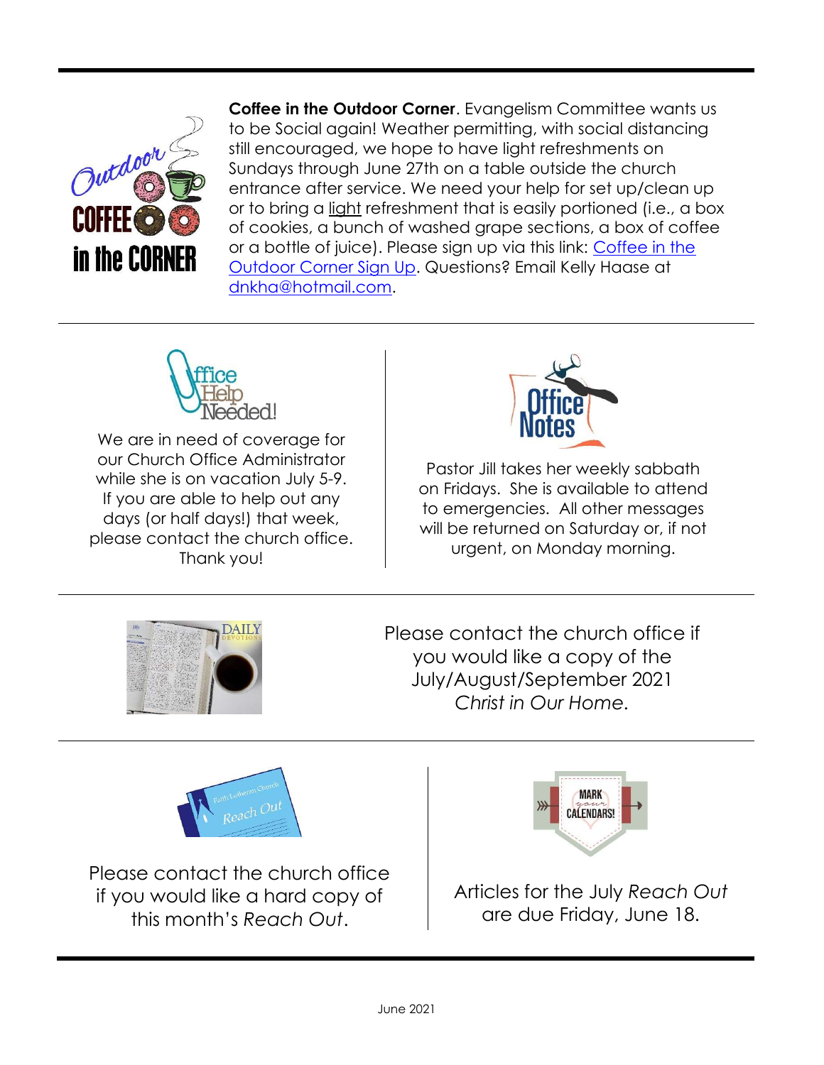**Coffee in the Outdoor Corner**. Evangelism Committee wants us to be Social again! Weather permitting, with social distancing still encouraged, we hope to have light refreshments on Sundays through June 27th on a table outside the church entrance after service. We need your help for set up/clean up or to bring a light refreshment that is easily portioned (i.e., a box of cookies, a bunch of washed grape sections, a box of coffee or a bottle of juice). Please sign up via this link: Coffee in the Outdoor Corner Sign Up. Questions? Email Kelly Haase at dnkha@hotmail.com.

---

We are in need of coverage for our Church Office Administrator while she is on vacation July 5-9. If you are able to help out any days (or half days!) that week, please contact the church office. Thank you!

Pastor Jill takes her weekly sabbath on Fridays. She is available to attend to emergencies. All other messages will be returned on Saturday or, if not urgent, on Monday morning.

---

Please contact the church office if you would like a copy of the July/August/September 2021 *Christ in Our Home*.

---

Please contact the church office if you would like a hard copy of this month's *Reach Out*.

Articles for the July *Reach Out* are due Friday, June 18.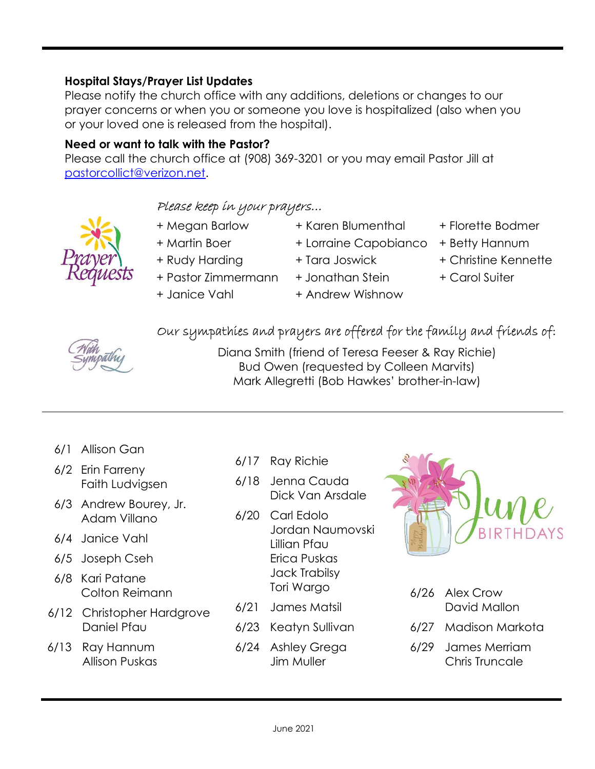**Hospital Stays/Prayer List Updates**

Please notify the church office with any additions, deletions or changes to our prayer concerns or when you or someone you love is hospitalized (also when you or your loved one is released from the hospital).

**Need or want to talk with the Pastor?**

Please call the church office at (908) 369-3201 or you may email Pastor Jill at pastorcollict@verizon.net.

*Please keep in your prayers...*

- + Megan Barlow
- + Martin Boer
- + Rudy Harding
- + Pastor Zimmermann
- + Janice Vahl
- + Karen Blumenthal
- + Lorraine Capobianco
- + Tara Joswick
- + Jonathan Stein
- + Andrew Wishnow
- + Florette Bodmer
- + Betty Hannum
- + Christine Kennette
- + Carol Suiter

*Our sympathies and prayers are offered for the family and friends of:*

Diana Smith (friend of Teresa Feeser & Ray Richie)
Bud Owen (requested by Colleen Marvits)
Mark Allegretti (Bob Hawkes' brother-in-law)

**June Birthdays**

- 6/1 Allison Gan
- 6/2 Erin Farreny, Faith Ludvigsen
- 6/3 Andrew Bourey, Jr., Adam Villano
- 6/4 Janice Vahl
- 6/5 Joseph Cseh
- 6/8 Kari Patane, Colton Reimann
- 6/12 Christopher Hardgrove, Daniel Pfau
- 6/13 Ray Hannum, Allison Puskas
- 6/17 Ray Richie
- 6/18 Jenna Cauda, Dick Van Arsdale
- 6/20 Carl Edolo, Jordan Naumovski, Lillian Pfau, Erica Puskas, Jack Trabilsy, Tori Wargo
- 6/21 James Matsil
- 6/23 Keatyn Sullivan
- 6/24 Ashley Grega, Jim Muller
- 6/26 Alex Crow, David Mallon
- 6/27 Madison Markota
- 6/29 James Merriam, Chris Truncale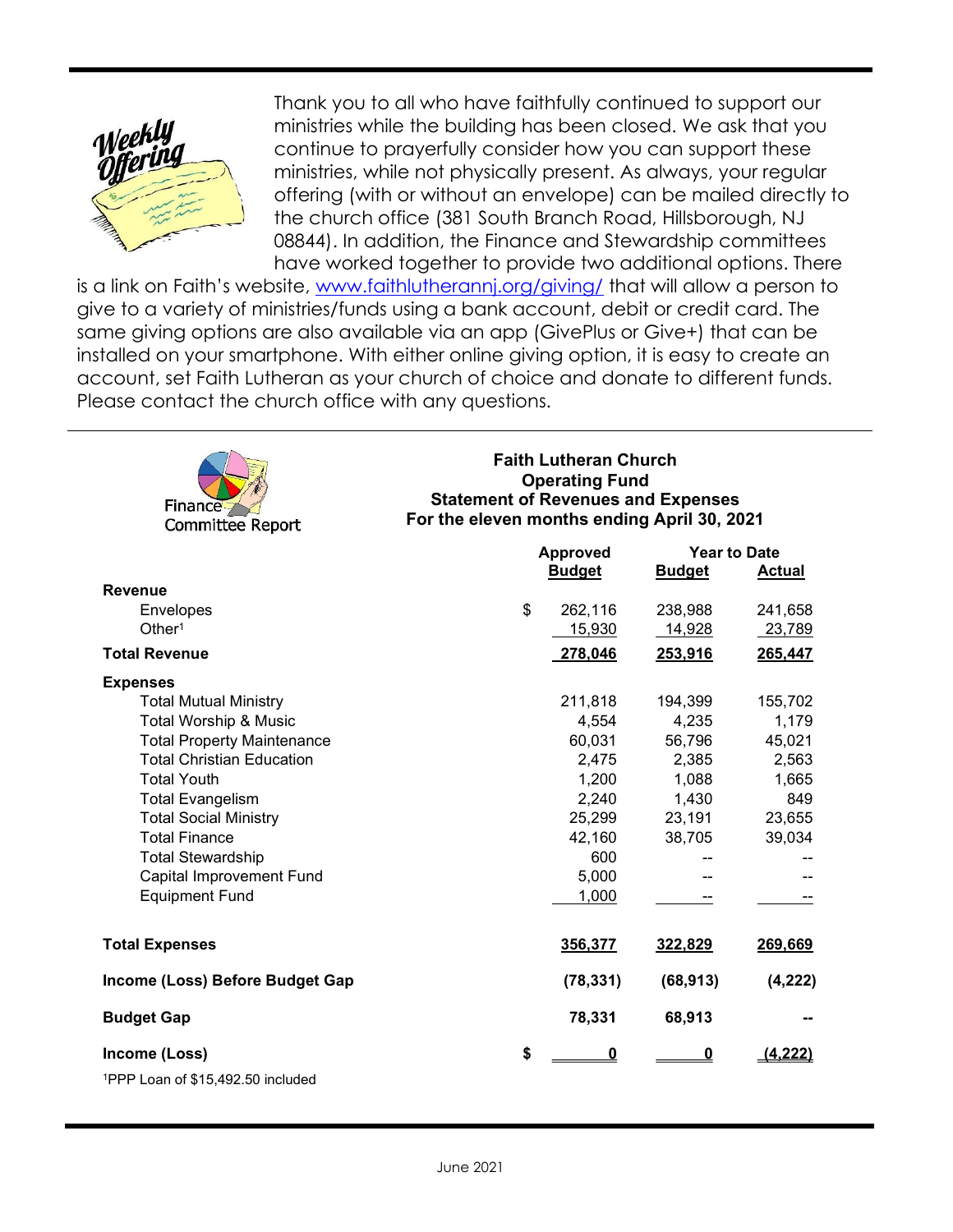Thank you to all who have faithfully continued to support our ministries while the building has been closed. We ask that you continue to prayerfully consider how you can support these ministries, while not physically present. As always, your regular offering (with or without an envelope) can be mailed directly to the church office (381 South Branch Road, Hillsborough, NJ 08844). In addition, the Finance and Stewardship committees have worked together to provide two additional options. There is a link on Faith's website, www.faithlutherannj.org/giving/ that will allow a person to give to a variety of ministries/funds using a bank account, debit or credit card. The same giving options are also available via an app (GivePlus or Give+) that can be installed on your smartphone. With either online giving option, it is easy to create an account, set Faith Lutheran as your church of choice and donate to different funds. Please contact the church office with any questions.

---

Finance Committee Report

**Faith Lutheran Church**
**Operating Fund**
**Statement of Revenues and Expenses**
**For the eleven months ending April 30, 2021**

| | Approved Budget | Year to Date Budget | Year to Date Actual |
|---|---|---|---|
| **Revenue** | | | |
| Envelopes | $ 262,116 | 238,988 | 241,658 |
| Other[1] | 15,930 | 14,928 | 23,789 |
| **Total Revenue** | **278,046** | **253,916** | **265,447** |
| **Expenses** | | | |
| Total Mutual Ministry | 211,818 | 194,399 | 155,702 |
| Total Worship & Music | 4,554 | 4,235 | 1,179 |
| Total Property Maintenance | 60,031 | 56,796 | 45,021 |
| Total Christian Education | 2,475 | 2,385 | 2,563 |
| Total Youth | 1,200 | 1,088 | 1,665 |
| Total Evangelism | 2,240 | 1,430 | 849 |
| Total Social Ministry | 25,299 | 23,191 | 23,655 |
| Total Finance | 42,160 | 38,705 | 39,034 |
| Total Stewardship | 600 | -- | -- |
| Capital Improvement Fund | 5,000 | -- | -- |
| Equipment Fund | 1,000 | -- | -- |
| **Total Expenses** | **356,377** | **322,829** | **269,669** |
| **Income (Loss) Before Budget Gap** | **(78,331)** | **(68,913)** | **(4,222)** |
| **Budget Gap** | **78,331** | **68,913** | **--** |
| **Income (Loss)** | **$ 0** | **0** | **(4,222)** |

[1]PPP Loan of $15,492.50 included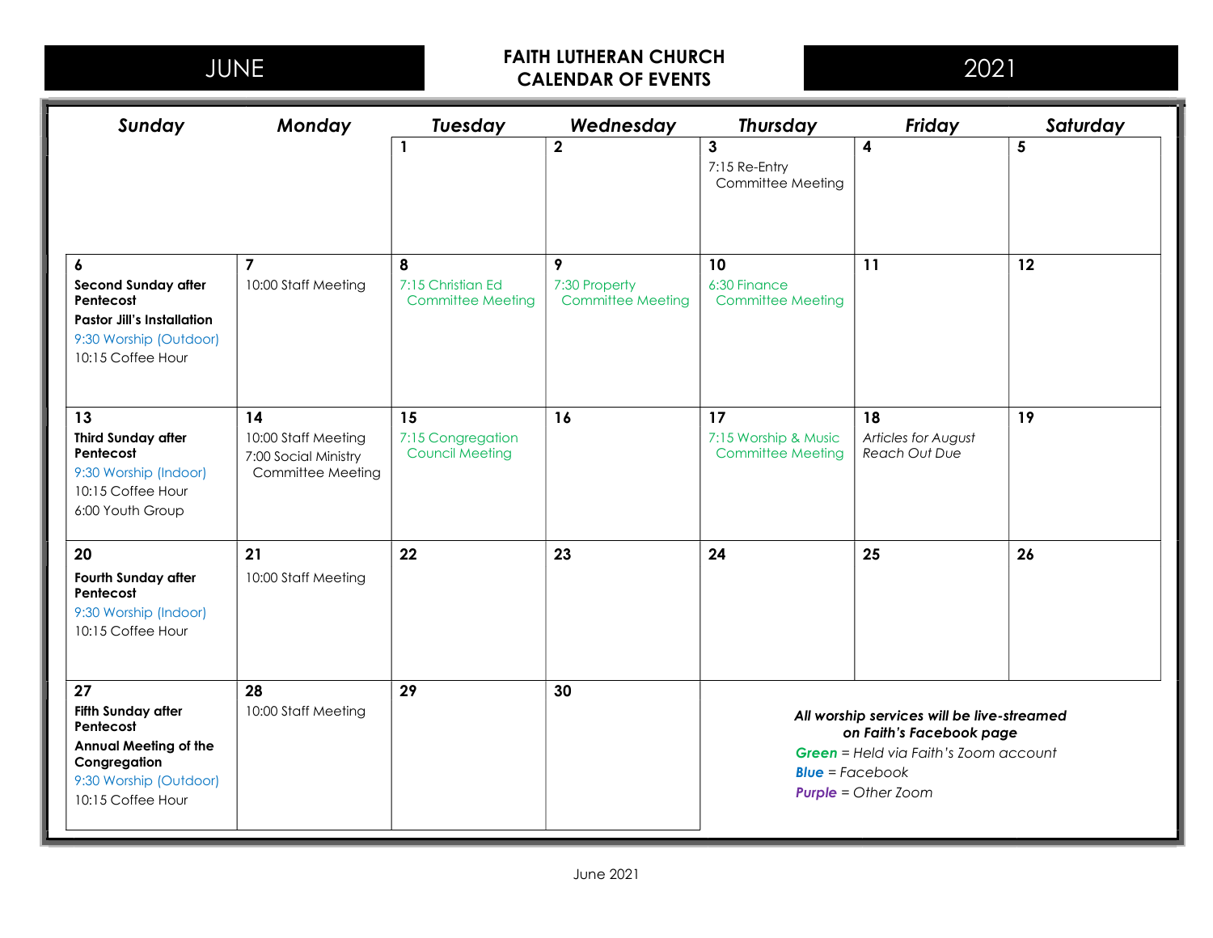# JUNE — FAITH LUTHERAN CHURCH CALENDAR OF EVENTS — 2021

| Sunday | Monday | Tuesday | Wednesday | Thursday | Friday | Saturday |
|---|---|---|---|---|---|---|
| | | 1 | 2 | 3<br>7:15 Re-Entry Committee Meeting | 4 | 5 |
| 6<br>**Second Sunday after Pentecost**<br>**Pastor Jill's Installation**<br>9:30 Worship (Outdoor)<br>10:15 Coffee Hour | 7<br>10:00 Staff Meeting | 8<br>7:15 Christian Ed Committee Meeting | 9<br>7:30 Property Committee Meeting | 10<br>6:30 Finance Committee Meeting | 11 | 12 |
| 13<br>**Third Sunday after Pentecost**<br>9:30 Worship (Indoor)<br>10:15 Coffee Hour<br>6:00 Youth Group | 14<br>10:00 Staff Meeting<br>7:00 Social Ministry Committee Meeting | 15<br>7:15 Congregation Council Meeting | 16 | 17<br>7:15 Worship & Music Committee Meeting | 18<br>*Articles for August Reach Out Due* | 19 |
| 20<br>**Fourth Sunday after Pentecost**<br>9:30 Worship (Indoor)<br>10:15 Coffee Hour | 21<br>10:00 Staff Meeting | 22 | 23 | 24 | 25 | 26 |
| 27<br>**Fifth Sunday after Pentecost**<br>**Annual Meeting of the Congregation**<br>9:30 Worship (Outdoor)<br>10:15 Coffee Hour | 28<br>10:00 Staff Meeting | 29 | 30 | | | |

***All worship services will be live-streamed on Faith's Facebook page***

***Green** = Held via Faith's Zoom account*

***Blue** = Facebook*

***Purple** = Other Zoom*